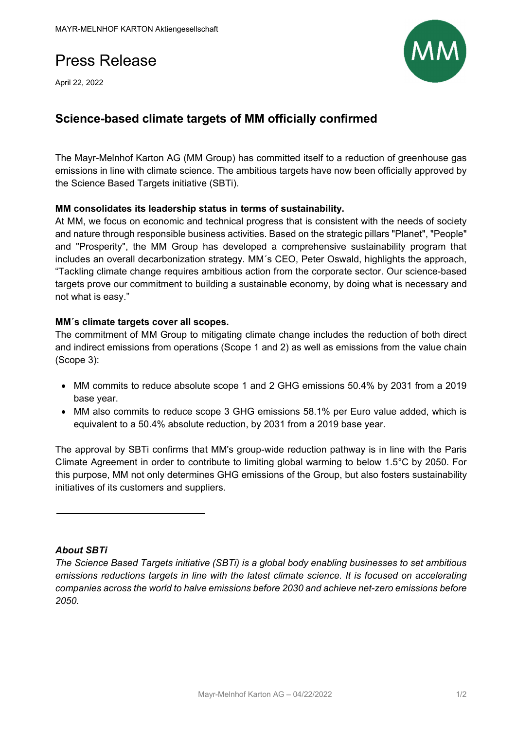MAYR-MELNHOF KARTON Aktiengesellschaft

# Press Release

April 22, 2022

## Science-based climate targets of MM officially confirmed

The Mayr-Melnhof Karton AG (MM Group) has committed itself to a reduction of greenhouse gas emissions in line with climate science. The ambitious targets have now been officially approved by the Science Based Targets initiative (SBTi).

**MM consolidates its leadership status in terms of sustainability.**

At MM, we focus on economic and technical progress that is consistent with the needs of society and nature through responsible business activities. Based on the strategic pillars "Planet", "People" and "Prosperity", the MM Group has developed a comprehensive sustainability program that includes an overall decarbonization strategy. MM´s CEO, Peter Oswald, highlights the approach, "Tackling climate change requires ambitious action from the corporate sector. Our science-based targets prove our commitment to building a sustainable economy, by doing what is necessary and not what is easy."

**MM´s climate targets cover all scopes.**

The commitment of MM Group to mitigating climate change includes the reduction of both direct and indirect emissions from operations (Scope 1 and 2) as well as emissions from the value chain (Scope 3):

- MM commits to reduce absolute scope 1 and 2 GHG emissions 50.4% by 2031 from a 2019 base year.
- MM also commits to reduce scope 3 GHG emissions 58.1% per Euro value added, which is equivalent to a 50.4% absolute reduction, by 2031 from a 2019 base year.

The approval by SBTi confirms that MM's group-wide reduction pathway is in line with the Paris Climate Agreement in order to contribute to limiting global warming to below 1.5°C by 2050. For this purpose, MM not only determines GHG emissions of the Group, but also fosters sustainability initiatives of its customers and suppliers.

---

***About SBTi***

*The Science Based Targets initiative (SBTi) is a global body enabling businesses to set ambitious emissions reductions targets in line with the latest climate science. It is focused on accelerating companies across the world to halve emissions before 2030 and achieve net-zero emissions before 2050.*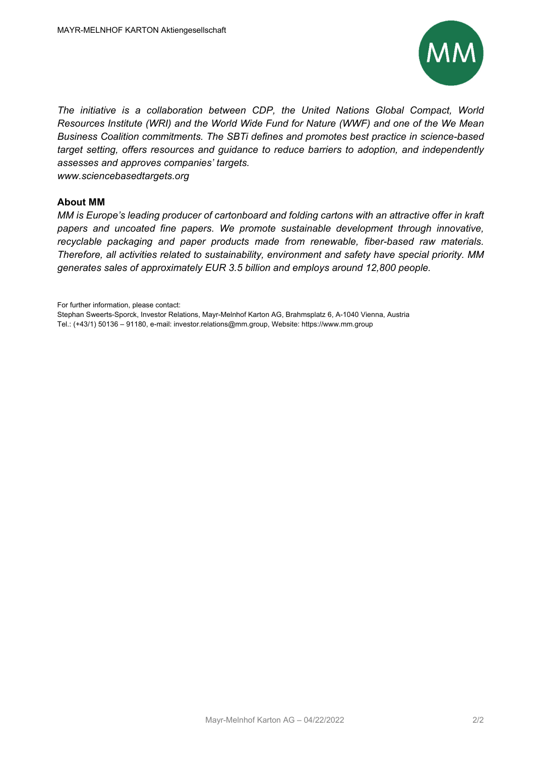*The initiative is a collaboration between CDP, the United Nations Global Compact, World Resources Institute (WRI) and the World Wide Fund for Nature (WWF) and one of the We Mean Business Coalition commitments. The SBTi defines and promotes best practice in science-based target setting, offers resources and guidance to reduce barriers to adoption, and independently assesses and approves companies' targets.*
*www.sciencebasedtargets.org*

**About MM**

*MM is Europe's leading producer of cartonboard and folding cartons with an attractive offer in kraft papers and uncoated fine papers. We promote sustainable development through innovative, recyclable packaging and paper products made from renewable, fiber-based raw materials. Therefore, all activities related to sustainability, environment and safety have special priority. MM generates sales of approximately EUR 3.5 billion and employs around 12,800 people.*

For further information, please contact:
Stephan Sweerts-Sporck, Investor Relations, Mayr-Melnhof Karton AG, Brahmsplatz 6, A-1040 Vienna, Austria
Tel.: (+43/1) 50136 – 91180, e-mail: investor.relations@mm.group, Website: https://www.mm.group